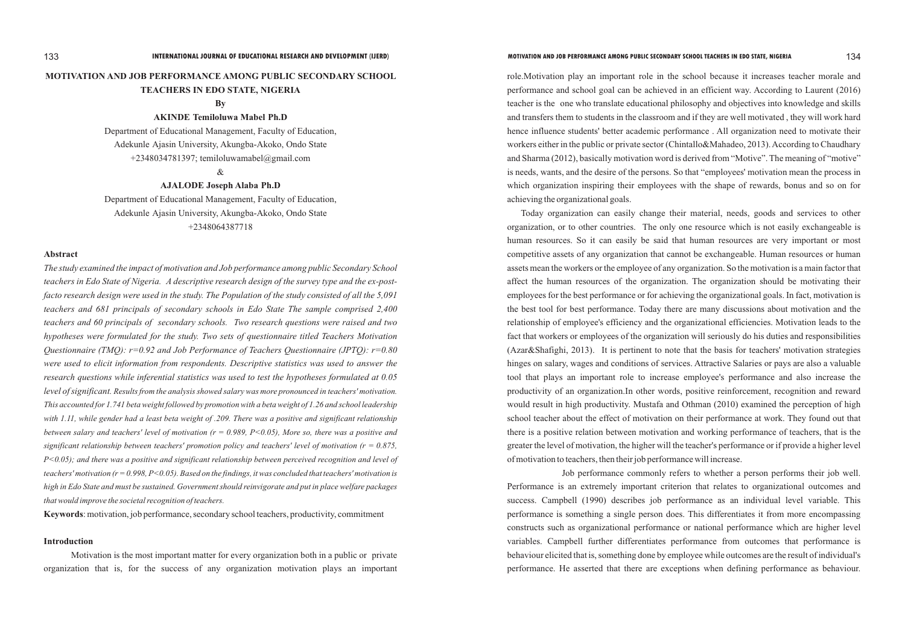# MOTIVATION AND JOB PERFORMANCE AMONG PUBLIC SECONDARY SCHOOL TEACHERS IN EDO STATE, NIGERIA

**By**

**AKINDE Temiloluwa Mabel Ph.D**

Department of Educational Management, Faculty of Education,
Adekunle Ajasin University, Akungba-Akoko, Ondo State
+2348034781397; temiloluwamabel@gmail.com

&

**AJALODE Joseph Alaba Ph.D**

Department of Educational Management, Faculty of Education,
Adekunle Ajasin University, Akungba-Akoko, Ondo State
+2348064387718

## Abstract

*The study examined the impact of motivation and Job performance among public Secondary School teachers in Edo State of Nigeria. A descriptive research design of the survey type and the ex-post-facto research design were used in the study. The Population of the study consisted of all the 5,091 teachers and 681 principals of secondary schools in Edo State The sample comprised 2,400 teachers and 60 principals of secondary schools. Two research questions were raised and two hypotheses were formulated for the study. Two sets of questionnaire titled Teachers Motivation Questionnaire (TMQ): r=0.92 and Job Performance of Teachers Questionnaire (JPTQ): r=0.80 were used to elicit information from respondents. Descriptive statistics was used to answer the research questions while inferential statistics was used to test the hypotheses formulated at 0.05 level of significant. Results from the analysis showed salary was more pronounced in teachers' motivation. This accounted for 1.741 beta weight followed by promotion with a beta weight of 1.26 and school leadership with 1.11, while gender had a least beta weight of .209. There was a positive and significant relationship between salary and teachers' level of motivation (r = 0.989, P<0.05), More so, there was a positive and significant relationship between teachers' promotion policy and teachers' level of motivation (r = 0.875, P<0.05); and there was a positive and significant relationship between perceived recognition and level of teachers' motivation (r = 0.998, P<0.05). Based on the findings, it was concluded that teachers' motivation is high in Edo State and must be sustained. Government should reinvigorate and put in place welfare packages that would improve the societal recognition of teachers.*

**Keywords**: motivation, job performance, secondary school teachers, productivity, commitment

## Introduction

Motivation is the most important matter for every organization both in a public or private organization that is, for the success of any organization motivation plays an important role.Motivation play an important role in the school because it increases teacher morale and performance and school goal can be achieved in an efficient way. According to Laurent (2016) teacher is the one who translate educational philosophy and objectives into knowledge and skills and transfers them to students in the classroom and if they are well motivated , they will work hard hence influence students' better academic performance . All organization need to motivate their workers either in the public or private sector (Chintallo&Mahadeo, 2013). According to Chaudhary and Sharma (2012), basically motivation word is derived from "Motive". The meaning of "motive" is needs, wants, and the desire of the persons. So that "employees' motivation mean the process in which organization inspiring their employees with the shape of rewards, bonus and so on for achieving the organizational goals.

Today organization can easily change their material, needs, goods and services to other organization, or to other countries. The only one resource which is not easily exchangeable is human resources. So it can easily be said that human resources are very important or most competitive assets of any organization that cannot be exchangeable. Human resources or human assets mean the workers or the employee of any organization. So the motivation is a main factor that affect the human resources of the organization. The organization should be motivating their employees for the best performance or for achieving the organizational goals. In fact, motivation is the best tool for best performance. Today there are many discussions about motivation and the relationship of employee's efficiency and the organizational efficiencies. Motivation leads to the fact that workers or employees of the organization will seriously do his duties and responsibilities (Azar&Shafighi, 2013). It is pertinent to note that the basis for teachers' motivation strategies hinges on salary, wages and conditions of services. Attractive Salaries or pays are also a valuable tool that plays an important role to increase employee's performance and also increase the productivity of an organization.In other words, positive reinforcement, recognition and reward would result in high productivity. Mustafa and Othman (2010) examined the perception of high school teacher about the effect of motivation on their performance at work. They found out that there is a positive relation between motivation and working performance of teachers, that is the greater the level of motivation, the higher will the teacher's performance or if provide a higher level of motivation to teachers, then their job performance will increase.

Job performance commonly refers to whether a person performs their job well. Performance is an extremely important criterion that relates to organizational outcomes and success. Campbell (1990) describes job performance as an individual level variable. This performance is something a single person does. This differentiates it from more encompassing constructs such as organizational performance or national performance which are higher level variables. Campbell further differentiates performance from outcomes that performance is behaviour elicited that is, something done by employee while outcomes are the result of individual's performance. He asserted that there are exceptions when defining performance as behaviour.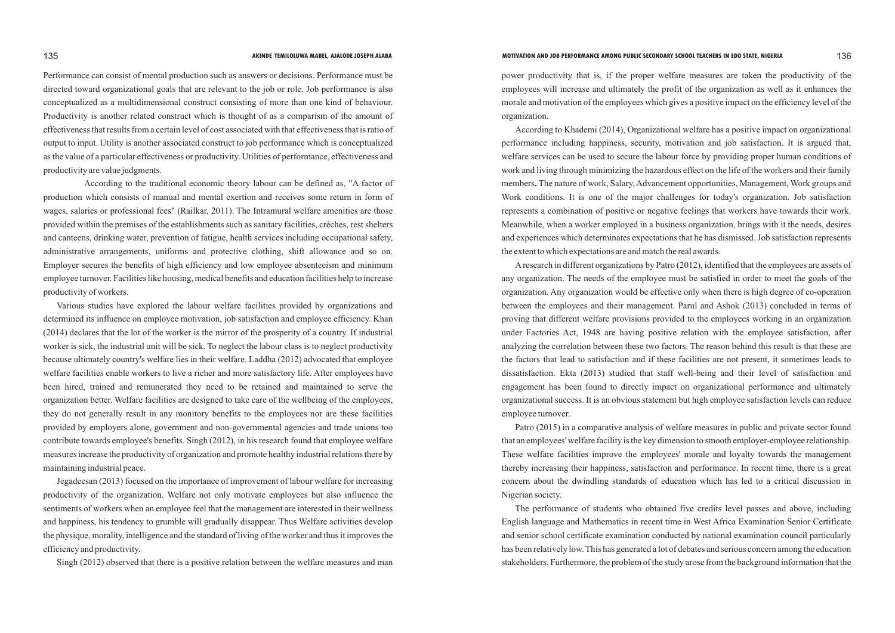Performance can consist of mental production such as answers or decisions. Performance must be directed toward organizational goals that are relevant to the job or role. Job performance is also conceptualized as a multidimensional construct consisting of more than one kind of behaviour. Productivity is another related construct which is thought of as a comparism of the amount of effectiveness that results from a certain level of cost associated with that effectiveness that is ratio of output to input. Utility is another associated construct to job performance which is conceptualized as the value of a particular effectiveness or productivity. Utilities of performance, effectiveness and productivity are value judgments.

According to the traditional economic theory labour can be defined as, "A factor of production which consists of manual and mental exertion and receives some return in form of wages, salaries or professional fees" (Railkar, 2011). The Intramural welfare amenities are those provided within the premises of the establishments such as sanitary facilities, crèches, rest shelters and canteens, drinking water, prevention of fatigue, health services including occupational safety, administrative arrangements, uniforms and protective clothing, shift allowance and so on. Employer secures the benefits of high efficiency and low employee absenteeism and minimum employee turnover. Facilities like housing, medical benefits and education facilities help to increase productivity of workers.

Various studies have explored the labour welfare facilities provided by organizations and determined its influence on employee motivation, job satisfaction and employee efficiency. Khan (2014) declares that the lot of the worker is the mirror of the prosperity of a country. If industrial worker is sick, the industrial unit will be sick. To neglect the labour class is to neglect productivity because ultimately country's welfare lies in their welfare. Laddha (2012) advocated that employee welfare facilities enable workers to live a richer and more satisfactory life. After employees have been hired, trained and remunerated they need to be retained and maintained to serve the organization better. Welfare facilities are designed to take care of the wellbeing of the employees, they do not generally result in any monitory benefits to the employees nor are these facilities provided by employers alone, government and non-governmental agencies and trade unions too contribute towards employee's benefits. Singh (2012), in his research found that employee welfare measures increase the productivity of organization and promote healthy industrial relations there by maintaining industrial peace.

Jegadeesan (2013) focused on the importance of improvement of labour welfare for increasing productivity of the organization. Welfare not only motivate employees but also influence the sentiments of workers when an employee feel that the management are interested in their wellness and happiness, his tendency to grumble will gradually disappear. Thus Welfare activities develop the physique, morality, intelligence and the standard of living of the worker and thus it improves the efficiency and productivity.

Singh (2012) observed that there is a positive relation between the welfare measures and man power productivity that is, if the proper welfare measures are taken the productivity of the employees will increase and ultimately the profit of the organization as well as it enhances the morale and motivation of the employees which gives a positive impact on the efficiency level of the organization.

According to Khademi (2014), Organizational welfare has a positive impact on organizational performance including happiness, security, motivation and job satisfaction. It is argued that, welfare services can be used to secure the labour force by providing proper human conditions of work and living through minimizing the hazardous effect on the life of the workers and their family members**.** The nature of work, Salary, Advancement opportunities, Management, Work groups and Work conditions. It is one of the major challenges for today's organization. Job satisfaction represents a combination of positive or negative feelings that workers have towards their work. Meanwhile, when a worker employed in a business organization, brings with it the needs, desires and experiences which determinates expectations that he has dismissed. Job satisfaction represents the extent to which expectations are and match the real awards.

A research in different organizations by Patro (2012), identified that the employees are assets of any organization. The needs of the employee must be satisfied in order to meet the goals of the organization. Any organization would be effective only when there is high degree of co-operation between the employees and their management. Parul and Ashok (2013) concluded in terms of proving that different welfare provisions provided to the employees working in an organization under Factories Act, 1948 are having positive relation with the employee satisfaction, after analyzing the correlation between these two factors. The reason behind this result is that these are the factors that lead to satisfaction and if these facilities are not present, it sometimes leads to dissatisfaction. Ekta (2013) studied that staff well-being and their level of satisfaction and engagement has been found to directly impact on organizational performance and ultimately organizational success. It is an obvious statement but high employee satisfaction levels can reduce employee turnover.

Patro (2015) in a comparative analysis of welfare measures in public and private sector found that an employees' welfare facility is the key dimension to smooth employer-employee relationship. These welfare facilities improve the employees' morale and loyalty towards the management thereby increasing their happiness, satisfaction and performance. In recent time, there is a great concern about the dwindling standards of education which has led to a critical discussion in Nigerian society.

The performance of students who obtained five credits level passes and above, including English language and Mathematics in recent time in West Africa Examination Senior Certificate and senior school certificate examination conducted by national examination council particularly has been relatively low. This has generated a lot of debates and serious concern among the education stakeholders. Furthermore, the problem of the study arose from the background information that the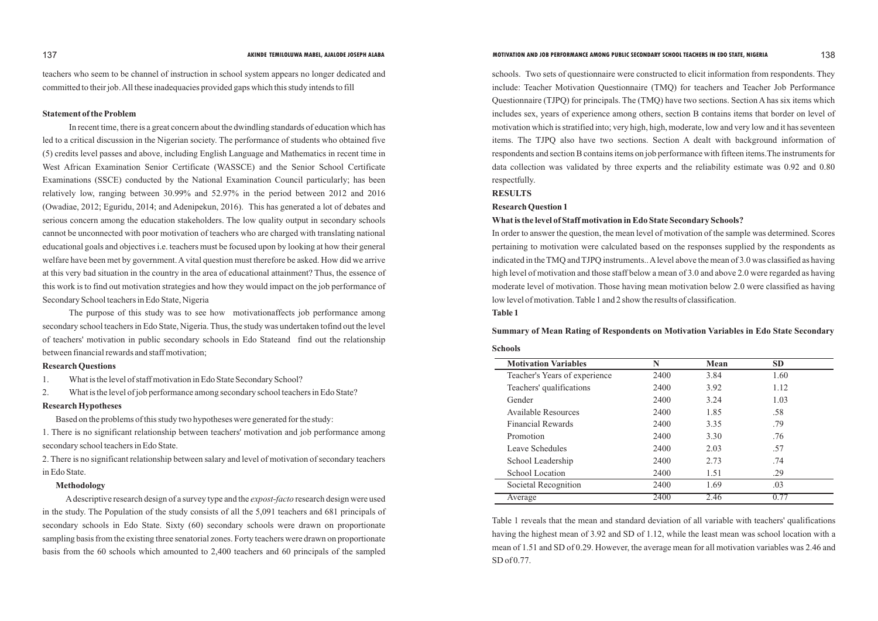teachers who seem to be channel of instruction in school system appears no longer dedicated and committed to their job. All these inadequacies provided gaps which this study intends to fill

**Statement of the Problem**

In recent time, there is a great concern about the dwindling standards of education which has led to a critical discussion in the Nigerian society. The performance of students who obtained five (5) credits level passes and above, including English Language and Mathematics in recent time in West African Examination Senior Certificate (WASSCE) and the Senior School Certificate Examinations (SSCE) conducted by the National Examination Council particularly; has been relatively low, ranging between 30.99% and 52.97% in the period between 2012 and 2016 (Owadiae, 2012; Eguridu, 2014; and Adenipekun, 2016). This has generated a lot of debates and serious concern among the education stakeholders. The low quality output in secondary schools cannot be unconnected with poor motivation of teachers who are charged with translating national educational goals and objectives i.e. teachers must be focused upon by looking at how their general welfare have been met by government. A vital question must therefore be asked. How did we arrive at this very bad situation in the country in the area of educational attainment? Thus, the essence of this work is to find out motivation strategies and how they would impact on the job performance of Secondary School teachers in Edo State, Nigeria

The purpose of this study was to see how motivationaffects job performance among secondary school teachers in Edo State, Nigeria. Thus, the study was undertaken tofind out the level of teachers' motivation in public secondary schools in Edo Stateand find out the relationship between financial rewards and staff motivation;

**Research Questions**

1. What is the level of staff motivation in Edo State Secondary School?
2. What is the level of job performance among secondary school teachers in Edo State?

**Research Hypotheses**

Based on the problems of this study two hypotheses were generated for the study:

1. There is no significant relationship between teachers' motivation and job performance among secondary school teachers in Edo State.
2. There is no significant relationship between salary and level of motivation of secondary teachers in Edo State.

**Methodology**

A descriptive research design of a survey type and the *expost-facto* research design were used in the study. The Population of the study consists of all the 5,091 teachers and 681 principals of secondary schools in Edo State. Sixty (60) secondary schools were drawn on proportionate sampling basis from the existing three senatorial zones. Forty teachers were drawn on proportionate basis from the 60 schools which amounted to 2,400 teachers and 60 principals of the sampled schools. Two sets of questionnaire were constructed to elicit information from respondents. They include: Teacher Motivation Questionnaire (TMQ) for teachers and Teacher Job Performance Questionnaire (TJPQ) for principals. The (TMQ) have two sections. Section A has six items which includes sex, years of experience among others, section B contains items that border on level of motivation which is stratified into; very high, high, moderate, low and very low and it has seventeen items. The TJPQ also have two sections. Section A dealt with background information of respondents and section B contains items on job performance with fifteen items.The instruments for data collection was validated by three experts and the reliability estimate was 0.92 and 0.80 respectfully.

**RESULTS**

**Research Question 1**

**What is the level of Staff motivation in Edo State Secondary Schools?**

In order to answer the question, the mean level of motivation of the sample was determined. Scores pertaining to motivation were calculated based on the responses supplied by the respondents as indicated in the TMQ and TJPQ instruments.. A level above the mean of 3.0 was classified as having high level of motivation and those staff below a mean of 3.0 and above 2.0 were regarded as having moderate level of motivation. Those having mean motivation below 2.0 were classified as having low level of motivation. Table 1 and 2 show the results of classification.

**Table 1**

**Summary of Mean Rating of Respondents on Motivation Variables in Edo State Secondary Schools**

| Motivation Variables | N | Mean | SD |
|---|---|---|---|
| Teacher's Years of experience | 2400 | 3.84 | 1.60 |
| Teachers' qualifications | 2400 | 3.92 | 1.12 |
| Gender | 2400 | 3.24 | 1.03 |
| Available Resources | 2400 | 1.85 | .58 |
| Financial Rewards | 2400 | 3.35 | .79 |
| Promotion | 2400 | 3.30 | .76 |
| Leave Schedules | 2400 | 2.03 | .57 |
| School Leadership | 2400 | 2.73 | .74 |
| School Location | 2400 | 1.51 | .29 |
| Societal Recognition | 2400 | 1.69 | .03 |
| Average | 2400 | 2.46 | 0.77 |

Table 1 reveals that the mean and standard deviation of all variable with teachers' qualifications having the highest mean of 3.92 and SD of 1.12, while the least mean was school location with a mean of 1.51 and SD of 0.29. However, the average mean for all motivation variables was 2.46 and SD of 0.77.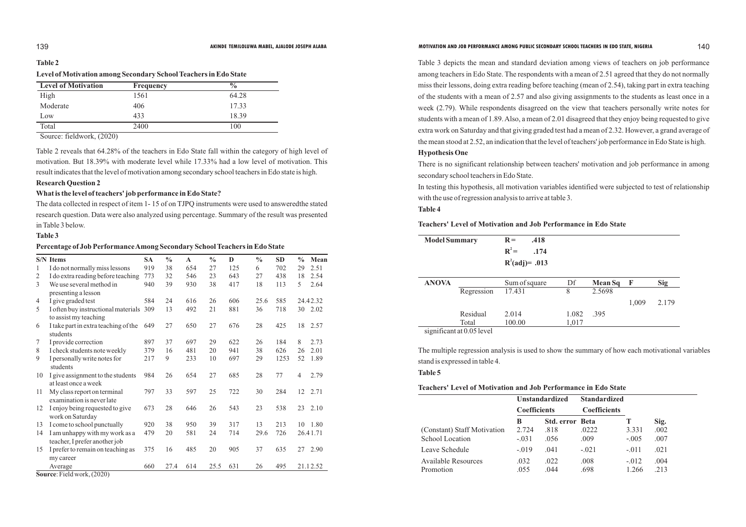**Table 2**

**Level of Motivation among Secondary School Teachers in Edo State**

| Level of Motivation | Frequency | % |
|---|---|---|
| High | 1561 | 64.28 |
| Moderate | 406 | 17.33 |
| Low | 433 | 18.39 |
| Total | 2400 | 100 |

Source: fieldwork, (2020)

Table 2 reveals that 64.28% of the teachers in Edo State fall within the category of high level of motivation. But 18.39% with moderate level while 17.33% had a low level of motivation. This result indicates that the level of motivation among secondary school teachers in Edo state is high.

**Research Question 2**

**What is the level of teachers' job performance in Edo State?**

The data collected in respect of item 1- 15 of on TJPQ instruments were used to answeredthe stated research question. Data were also analyzed using percentage. Summary of the result was presented in Table 3 below.

**Table 3**

**Percentage of Job Performance Among Secondary School Teachers in Edo State**

| S/N | Items | SA | % | A | % | D | % | SD | % | Mean |
|---|---|---|---|---|---|---|---|---|---|---|
| 1 | I do not normally miss lessons | 919 | 38 | 654 | 27 | 125 | 6 | 702 | 29 | 2.51 |
| 2 | I do extra reading before teaching | 773 | 32 | 546 | 23 | 643 | 27 | 438 | 18 | 2.54 |
| 3 | We use several method in presenting a lesson | 940 | 39 | 930 | 38 | 417 | 18 | 113 | 5 | 2.64 |
| 4 | I give graded test | 584 | 24 | 616 | 26 | 606 | 25.6 | 585 | 24.4 | 2.32 |
| 5 | I often buy instructional materials to assist my teaching | 309 | 13 | 492 | 21 | 881 | 36 | 718 | 30 | 2.02 |
| 6 | I take part in extra teaching of the students | 649 | 27 | 650 | 27 | 676 | 28 | 425 | 18 | 2.57 |
| 7 | I provide correction | 897 | 37 | 697 | 29 | 622 | 26 | 184 | 8 | 2.73 |
| 8 | I check students note weekly | 379 | 16 | 481 | 20 | 941 | 38 | 626 | 26 | 2.01 |
| 9 | I personally write notes for students | 217 | 9 | 233 | 10 | 697 | 29 | 1253 | 52 | 1.89 |
| 10 | I give assignment to the students at least once a week | 984 | 26 | 654 | 27 | 685 | 28 | 77 | 4 | 2.79 |
| 11 | My class report on terminal examination is never late | 797 | 33 | 597 | 25 | 722 | 30 | 284 | 12 | 2.71 |
| 12 | I enjoy being requested to give work on Saturday | 673 | 28 | 646 | 26 | 543 | 23 | 538 | 23 | 2.10 |
| 13 | I come to school punctually | 920 | 38 | 950 | 39 | 317 | 13 | 213 | 10 | 1.80 |
| 14 | I am unhappy with my work as a teacher, I prefer another job | 479 | 20 | 581 | 24 | 714 | 29.6 | 726 | 26.4 | 1.71 |
| 15 | I prefer to remain on teaching as my career | 375 | 16 | 485 | 20 | 905 | 37 | 635 | 27 | 2.90 |
| | Average | 660 | 27.4 | 614 | 25.5 | 631 | 26 | 495 | 21.1 | 2.52 |

**Source**: Field work, (2020)

Table 3 depicts the mean and standard deviation among views of teachers on job performance among teachers in Edo State. The respondents with a mean of 2.51 agreed that they do not normally miss their lessons, doing extra reading before teaching (mean of 2.54), taking part in extra teaching of the students with a mean of 2.57 and also giving assignments to the students as least once in a week (2.79). While respondents disagreed on the view that teachers personally write notes for students with a mean of 1.89. Also, a mean of 2.01 disagreed that they enjoy being requested to give extra work on Saturday and that giving graded test had a mean of 2.32. However, a grand average of the mean stood at 2.52, an indication that the level of teachers' job performance in Edo State is high.

**Hypothesis One**

There is no significant relationship between teachers' motivation and job performance in among secondary school teachers in Edo State.

In testing this hypothesis, all motivation variables identified were subjected to test of relationship with the use of regression analysis to arrive at table 3.

**Table 4**

**Teachers' Level of Motivation and Job Performance in Edo State**

| Model Summary | | $R = .418$ | | | | |
|---|---|---|---|---|---|---|
| | | $R^2 = .174$ | | | | |
| | | $R^2(adj) = .013$ | | | | |
| **ANOVA** | | Sum of square | Df | **Mean Sq** | **F** | **Sig** |
| | Regression | 17.431 | 8 | 2.5698 | 1,009 | 2.179 |
| | Residual | 2.014 | 1.082 | .395 | | |
| | Total | 100.00 | 1,017 | | | |

significant at 0.05 level

The multiple regression analysis is used to show the summary of how each motivational variables stand is expressed in table 4.

**Table 5**

**Teachers' Level of Motivation and Job Performance in Edo State**

| | Unstandardized Coefficients | | Standardized Coefficients | | |
|---|---|---|---|---|---|
| | **B** | **Std. error** | **Beta** | **T** | **Sig.** |
| (Constant) Staff Motivation | 2.724 | .818 | .0222 | 3.331 | .002 |
| School Location | -.031 | .056 | .009 | -.005 | .007 |
| Leave Schedule | -.019 | .041 | -.021 | -.011 | .021 |
| Available Resources | .032 | .022 | .008 | -.012 | .004 |
| Promotion | .055 | .044 | .698 | 1.266 | .213 |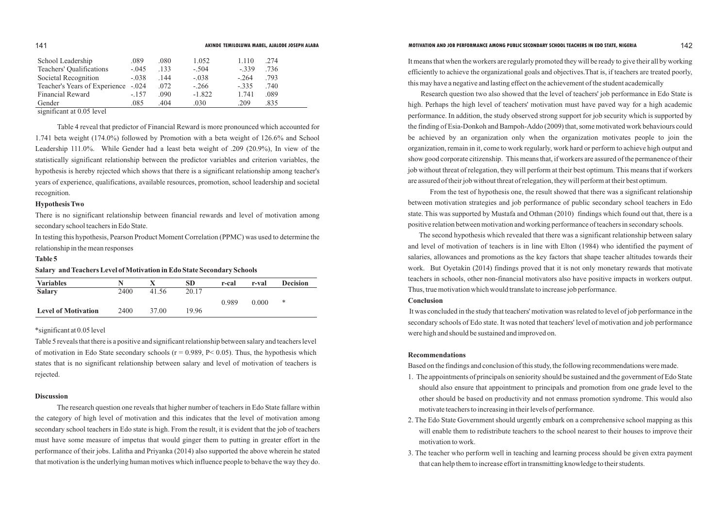| School Leadership | .089 | .080 | 1.052 | 1.110 | .274 |
|---|---|---|---|---|---|
| Teachers' Qualifications | -.045 | .133 | -.504 | -.339 | .736 |
| Societal Recognition | -.038 | .144 | -.038 | -.264 | .793 |
| Teacher's Years of Experience | -.024 | .072 | -.266 | -.335 | .740 |
| Financial Reward | -.157 | .090 | -1.822 | 1.741 | .089 |
| Gender | .085 | .404 | .030 | .209 | .835 |

significant at 0.05 level

Table 4 reveal that predictor of Financial Reward is more pronounced which accounted for 1.741 beta weight (174.0%) followed by Promotion with a beta weight of 126.6% and School Leadership 111.0%. While Gender had a least beta weight of .209 (20.9%), In view of the statistically significant relationship between the predictor variables and criterion variables, the hypothesis is hereby rejected which shows that there is a significant relationship among teacher's years of experience, qualifications, available resources, promotion, school leadership and societal recognition.

**Hypothesis Two**

There is no significant relationship between financial rewards and level of motivation among secondary school teachers in Edo State.

In testing this hypothesis, Pearson Product Moment Correlation (PPMC) was used to determine the relationship in the mean responses

**Table 5**

**Salary and Teachers Level of Motivation in Edo State Secondary Schools**

| Variables | N | X | SD | r-cal | r-val | Decision |
|---|---|---|---|---|---|---|
| **Salary** | 2400 | 41.56 | 20.17 | | | |
| | | | | 0.989 | 0.000 | * |
| **Level of Motivation** | 2400 | 37.00 | 19.96 | | | |

*significant at 0.05 level

Table 5 reveals that there is a positive and significant relationship between salary and teachers level of motivation in Edo State secondary schools ($r = 0.989$, $P < 0.05$). Thus, the hypothesis which states that is no significant relationship between salary and level of motivation of teachers is rejected.

**Discussion**

The research question one reveals that higher number of teachers in Edo State fallare within the category of high level of motivation and this indicates that the level of motivation among secondary school teachers in Edo state is high. From the result, it is evident that the job of teachers must have some measure of impetus that would ginger them to putting in greater effort in the performance of their jobs. Lalitha and Priyanka (2014) also supported the above wherein he stated that motivation is the underlying human motives which influence people to behave the way they do. It means that when the workers are regularly promoted they will be ready to give their all by working efficiently to achieve the organizational goals and objectives.That is, if teachers are treated poorly, this may have a negative and lasting effect on the achievement of the student academically

Research question two also showed that the level of teachers' job performance in Edo State is high. Perhaps the high level of teachers' motivation must have paved way for a high academic performance. In addition, the study observed strong support for job security which is supported by the finding of Esia-Donkoh and Bampoh-Addo (2009) that, some motivated work behaviours could be achieved by an organization only when the organization motivates people to join the organization, remain in it, come to work regularly, work hard or perform to achieve high output and show good corporate citizenship. This means that, if workers are assured of the permanence of their job without threat of relegation, they will perform at their best optimum. This means that if workers are assured of their job without threat of relegation, they will perform at their best optimum.

From the test of hypothesis one, the result showed that there was a significant relationship between motivation strategies and job performance of public secondary school teachers in Edo state. This was supported by Mustafa and Othman (2010) findings which found out that, there is a positive relation between motivation and working performance of teachers in secondary schools.

The second hypothesis which revealed that there was a significant relationship between salary and level of motivation of teachers is in line with Elton (1984) who identified the payment of salaries, allowances and promotions as the key factors that shape teacher altitudes towards their work. But Oyetakin (2014) findings proved that it is not only monetary rewards that motivate teachers in schools, other non-financial motivators also have positive impacts in workers output. Thus, true motivation which would translate to increase job performance.

**Conclusion**

It was concluded in the study that teachers' motivation was related to level of job performance in the secondary schools of Edo state. It was noted that teachers' level of motivation and job performance were high and should be sustained and improved on.

**Recommendations**

Based on the findings and conclusion of this study, the following recommendations were made.

1. The appointments of principals on seniority should be sustained and the government of Edo State should also ensure that appointment to principals and promotion from one grade level to the other should be based on productivity and not enmass promotion syndrome. This would also motivate teachers to increasing in their levels of performance.
2. The Edo State Government should urgently embark on a comprehensive school mapping as this will enable them to redistribute teachers to the school nearest to their houses to improve their motivation to work.
3. The teacher who perform well in teaching and learning process should be given extra payment that can help them to increase effort in transmitting knowledge to their students.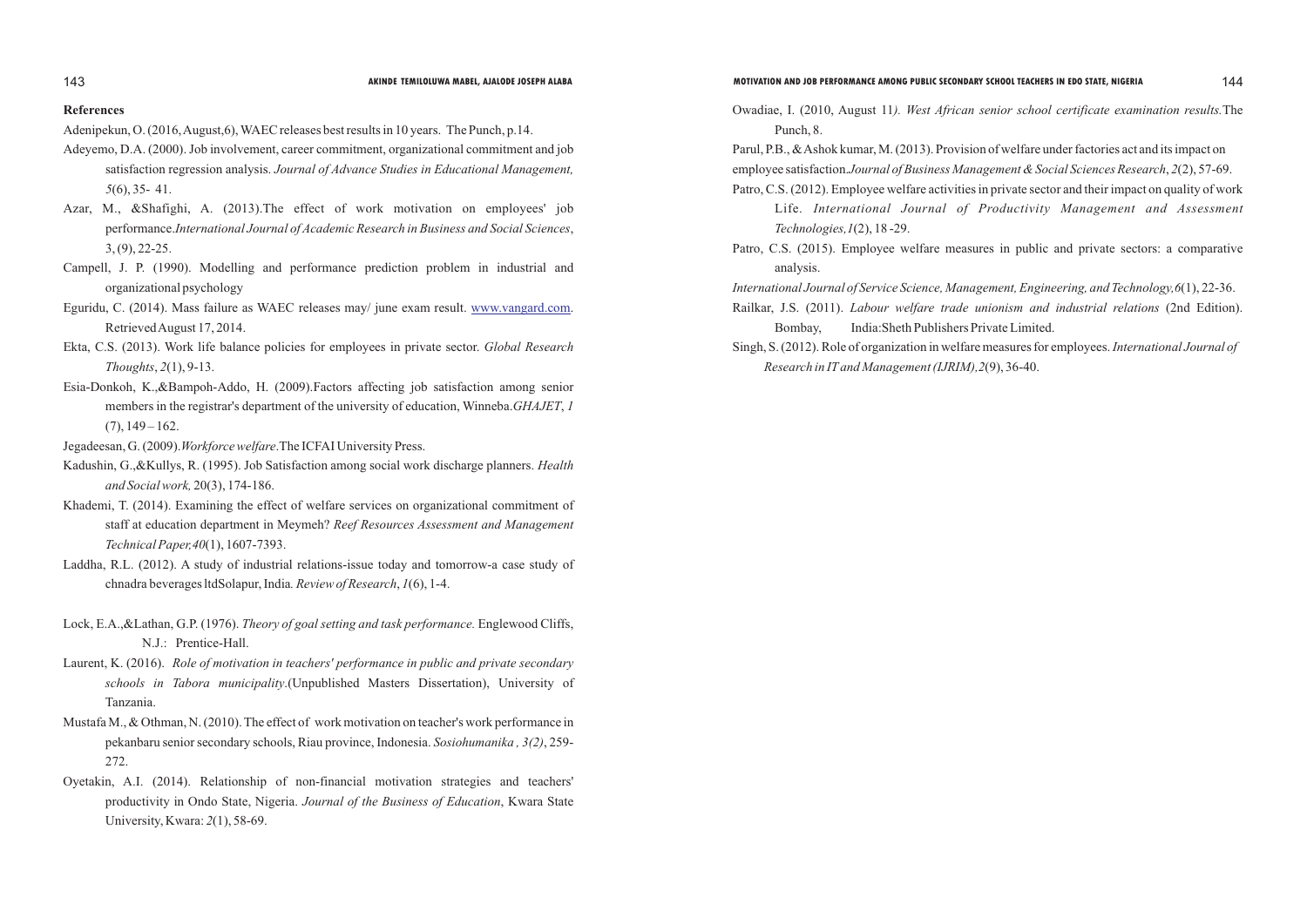## References

Adenipekun, O. (2016, August,6), WAEC releases best results in 10 years. The Punch, p.14.

Adeyemo, D.A. (2000). Job involvement, career commitment, organizational commitment and job satisfaction regression analysis. *Journal of Advance Studies in Educational Management, 5*(6), 35- 41.

Azar, M., &Shafighi, A. (2013).The effect of work motivation on employees' job performance.*International Journal of Academic Research in Business and Social Sciences*, 3, (9), 22-25.

Campell, J. P. (1990). Modelling and performance prediction problem in industrial and organizational psychology

Eguridu, C. (2014). Mass failure as WAEC releases may/ june exam result. www.vangard.com. Retrieved August 17, 2014.

Ekta, C.S. (2013). Work life balance policies for employees in private sector. *Global Research Thoughts*, *2*(1), 9-13.

Esia-Donkoh, K.,&Bampoh-Addo, H. (2009).Factors affecting job satisfaction among senior members in the registrar's department of the university of education, Winneba.*GHAJET*, *1* (7), 149 – 162.

Jegadeesan, G. (2009).*Workforce welfare*.The ICFAI University Press.

Kadushin, G.,&Kullys, R. (1995). Job Satisfaction among social work discharge planners. *Health and Social work,* 20(3), 174-186.

Khademi, T. (2014). Examining the effect of welfare services on organizational commitment of staff at education department in Meymeh? *Reef Resources Assessment and Management Technical Paper,40*(1), 1607-7393.

Laddha, R.L. (2012). A study of industrial relations-issue today and tomorrow-a case study of chnadra beverages ltdSolapur, India*. Review of Research*, *1*(6), 1-4.

Lock, E.A.,&Lathan, G.P. (1976). *Theory of goal setting and task performance.* Englewood Cliffs, N.J.: Prentice-Hall.

Laurent, K. (2016). *Role of motivation in teachers' performance in public and private secondary schools in Tabora municipality*.(Unpublished Masters Dissertation), University of Tanzania.

Mustafa M., & Othman, N. (2010). The effect of work motivation on teacher's work performance in pekanbaru senior secondary schools, Riau province, Indonesia. *Sosiohumanika , 3(2)*, 259-272.

Oyetakin, A.I. (2014). Relationship of non-financial motivation strategies and teachers' productivity in Ondo State, Nigeria. *Journal of the Business of Education*, Kwara State University, Kwara: *2*(1), 58-69.

Owadiae, I. (2010, August 11*). West African senior school certificate examination results.*The Punch, 8.

Parul, P.B., & Ashok kumar, M. (2013). Provision of welfare under factories act and its impact on employee satisfaction.*Journal of Business Management & Social Sciences Research*, *2*(2), 57-69.

Patro, C.S. (2012). Employee welfare activities in private sector and their impact on quality of work Life. *International Journal of Productivity Management and Assessment Technologies,1*(2), 18 -29.

Patro, C.S. (2015). Employee welfare measures in public and private sectors: a comparative analysis.

*International Journal of Service Science, Management, Engineering, and Technology,6*(1), 22-36.

Railkar, J.S. (2011). *Labour welfare trade unionism and industrial relations* (2nd Edition). Bombay, India:Sheth Publishers Private Limited.

Singh, S. (2012). Role of organization in welfare measures for employees. *International Journal of Research in IT and Management (IJRIM),2*(9), 36-40.